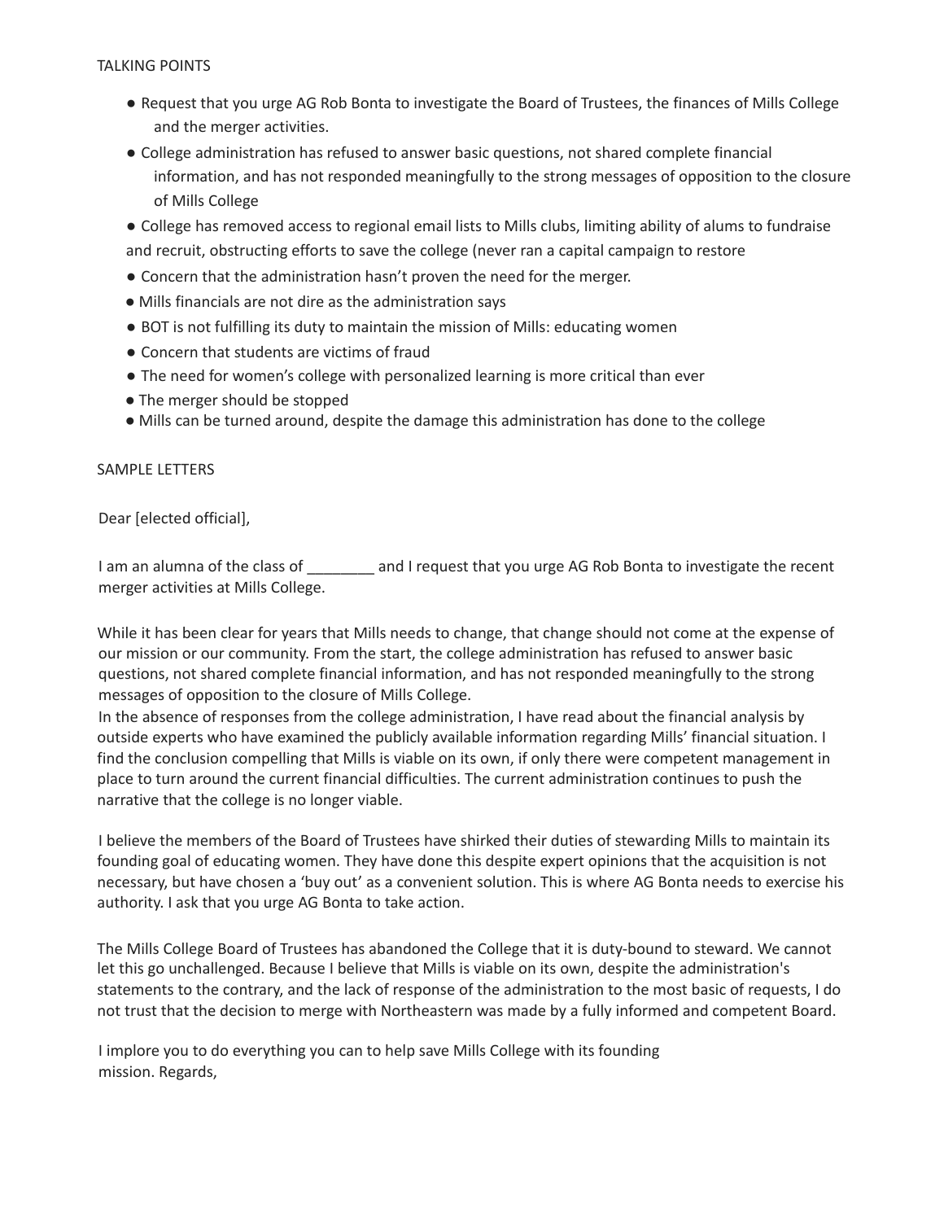TALKING POINTS

- Request that you urge AG Rob Bonta to investigate the Board of Trustees, the finances of Mills College and the merger activities.
- College administration has refused to answer basic questions, not shared complete financial information, and has not responded meaningfully to the strong messages of opposition to the closure of Mills College
- College has removed access to regional email lists to Mills clubs, limiting ability of alums to fundraise and recruit, obstructing efforts to save the college (never ran a capital campaign to restore
- Concern that the administration hasn't proven the need for the merger.
- Mills financials are not dire as the administration says
- BOT is not fulfilling its duty to maintain the mission of Mills: educating women
- Concern that students are victims of fraud
- The need for women's college with personalized learning is more critical than ever
- The merger should be stopped
- Mills can be turned around, despite the damage this administration has done to the college

SAMPLE LETTERS

Dear [elected official],

I am an alumna of the class of ________ and I request that you urge AG Rob Bonta to investigate the recent merger activities at Mills College.

While it has been clear for years that Mills needs to change, that change should not come at the expense of our mission or our community. From the start, the college administration has refused to answer basic questions, not shared complete financial information, and has not responded meaningfully to the strong messages of opposition to the closure of Mills College.
In the absence of responses from the college administration, I have read about the financial analysis by outside experts who have examined the publicly available information regarding Mills' financial situation. I find the conclusion compelling that Mills is viable on its own, if only there were competent management in place to turn around the current financial difficulties. The current administration continues to push the narrative that the college is no longer viable.

I believe the members of the Board of Trustees have shirked their duties of stewarding Mills to maintain its founding goal of educating women. They have done this despite expert opinions that the acquisition is not necessary, but have chosen a 'buy out' as a convenient solution. This is where AG Bonta needs to exercise his authority. I ask that you urge AG Bonta to take action.

The Mills College Board of Trustees has abandoned the College that it is duty-bound to steward. We cannot let this go unchallenged. Because I believe that Mills is viable on its own, despite the administration's statements to the contrary, and the lack of response of the administration to the most basic of requests, I do not trust that the decision to merge with Northeastern was made by a fully informed and competent Board.

I implore you to do everything you can to help save Mills College with its founding mission. Regards,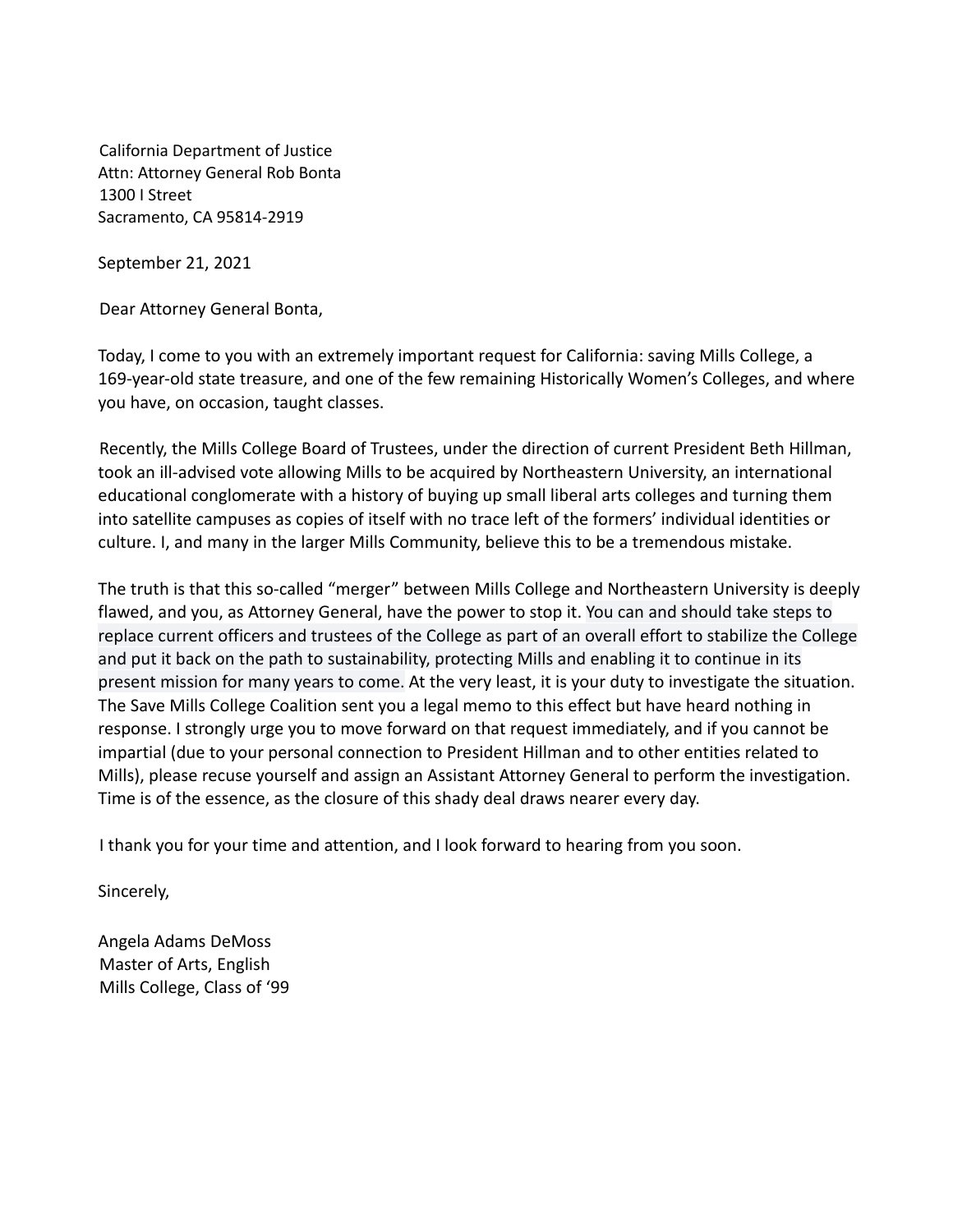California Department of Justice
Attn: Attorney General Rob Bonta
1300 I Street
Sacramento, CA 95814-2919

September 21, 2021

Dear Attorney General Bonta,

Today, I come to you with an extremely important request for California: saving Mills College, a 169-year-old state treasure, and one of the few remaining Historically Women's Colleges, and where you have, on occasion, taught classes.

Recently, the Mills College Board of Trustees, under the direction of current President Beth Hillman, took an ill-advised vote allowing Mills to be acquired by Northeastern University, an international educational conglomerate with a history of buying up small liberal arts colleges and turning them into satellite campuses as copies of itself with no trace left of the formers' individual identities or culture. I, and many in the larger Mills Community, believe this to be a tremendous mistake.

The truth is that this so-called "merger" between Mills College and Northeastern University is deeply flawed, and you, as Attorney General, have the power to stop it. You can and should take steps to replace current officers and trustees of the College as part of an overall effort to stabilize the College and put it back on the path to sustainability, protecting Mills and enabling it to continue in its present mission for many years to come. At the very least, it is your duty to investigate the situation. The Save Mills College Coalition sent you a legal memo to this effect but have heard nothing in response. I strongly urge you to move forward on that request immediately, and if you cannot be impartial (due to your personal connection to President Hillman and to other entities related to Mills), please recuse yourself and assign an Assistant Attorney General to perform the investigation. Time is of the essence, as the closure of this shady deal draws nearer every day.

I thank you for your time and attention, and I look forward to hearing from you soon.

Sincerely,

Angela Adams DeMoss
Master of Arts, English
Mills College, Class of '99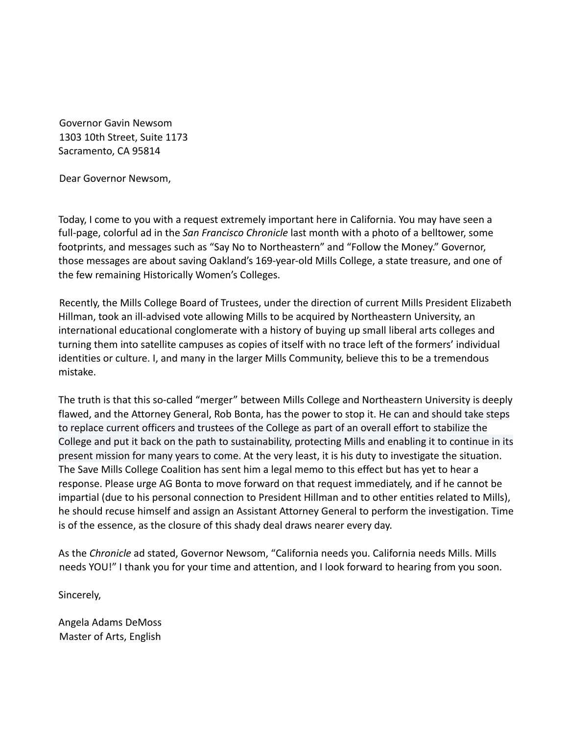Governor Gavin Newsom
1303 10th Street, Suite 1173
Sacramento, CA 95814

Dear Governor Newsom,

Today, I come to you with a request extremely important here in California. You may have seen a full-page, colorful ad in the *San Francisco Chronicle* last month with a photo of a belltower, some footprints, and messages such as "Say No to Northeastern" and "Follow the Money." Governor, those messages are about saving Oakland's 169-year-old Mills College, a state treasure, and one of the few remaining Historically Women's Colleges.

Recently, the Mills College Board of Trustees, under the direction of current Mills President Elizabeth Hillman, took an ill-advised vote allowing Mills to be acquired by Northeastern University, an international educational conglomerate with a history of buying up small liberal arts colleges and turning them into satellite campuses as copies of itself with no trace left of the formers' individual identities or culture. I, and many in the larger Mills Community, believe this to be a tremendous mistake.

The truth is that this so-called "merger" between Mills College and Northeastern University is deeply flawed, and the Attorney General, Rob Bonta, has the power to stop it. He can and should take steps to replace current officers and trustees of the College as part of an overall effort to stabilize the College and put it back on the path to sustainability, protecting Mills and enabling it to continue in its present mission for many years to come. At the very least, it is his duty to investigate the situation. The Save Mills College Coalition has sent him a legal memo to this effect but has yet to hear a response. Please urge AG Bonta to move forward on that request immediately, and if he cannot be impartial (due to his personal connection to President Hillman and to other entities related to Mills), he should recuse himself and assign an Assistant Attorney General to perform the investigation. Time is of the essence, as the closure of this shady deal draws nearer every day.

As the *Chronicle* ad stated, Governor Newsom, "California needs you. California needs Mills. Mills needs YOU!" I thank you for your time and attention, and I look forward to hearing from you soon.

Sincerely,

Angela Adams DeMoss
Master of Arts, English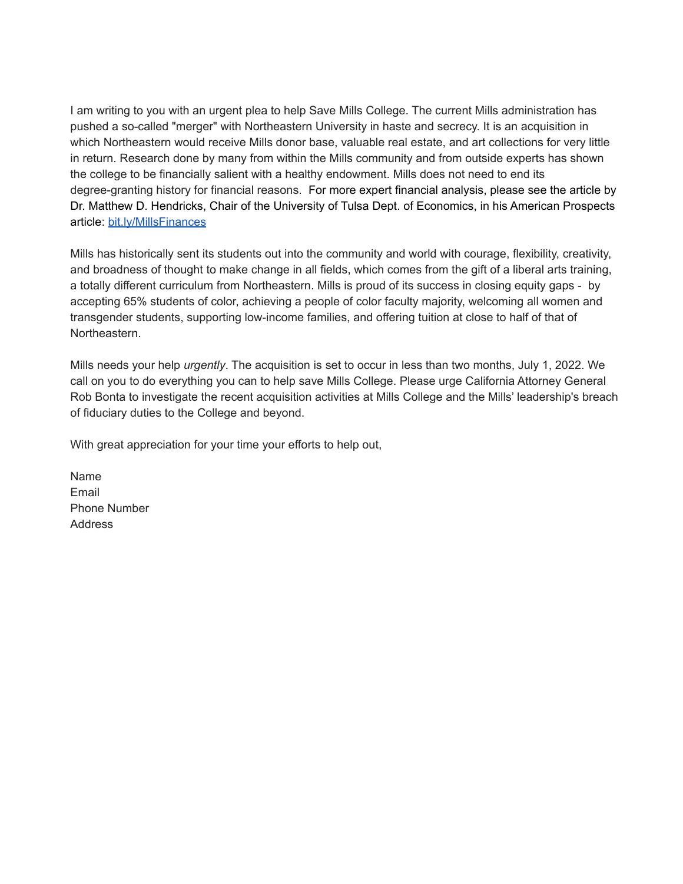I am writing to you with an urgent plea to help Save Mills College. The current Mills administration has pushed a so-called "merger" with Northeastern University in haste and secrecy. It is an acquisition in which Northeastern would receive Mills donor base, valuable real estate, and art collections for very little in return. Research done by many from within the Mills community and from outside experts has shown the college to be financially salient with a healthy endowment. Mills does not need to end its degree-granting history for financial reasons. For more expert financial analysis, please see the article by Dr. Matthew D. Hendricks, Chair of the University of Tulsa Dept. of Economics, in his American Prospects article: [bit.ly/MillsFinances](bit.ly/MillsFinances)

Mills has historically sent its students out into the community and world with courage, flexibility, creativity, and broadness of thought to make change in all fields, which comes from the gift of a liberal arts training, a totally different curriculum from Northeastern. Mills is proud of its success in closing equity gaps - by accepting 65% students of color, achieving a people of color faculty majority, welcoming all women and transgender students, supporting low-income families, and offering tuition at close to half of that of Northeastern.

Mills needs your help *urgently*. The acquisition is set to occur in less than two months, July 1, 2022. We call on you to do everything you can to help save Mills College. Please urge California Attorney General Rob Bonta to investigate the recent acquisition activities at Mills College and the Mills' leadership's breach of fiduciary duties to the College and beyond.

With great appreciation for your time your efforts to help out,

Name
Email
Phone Number
Address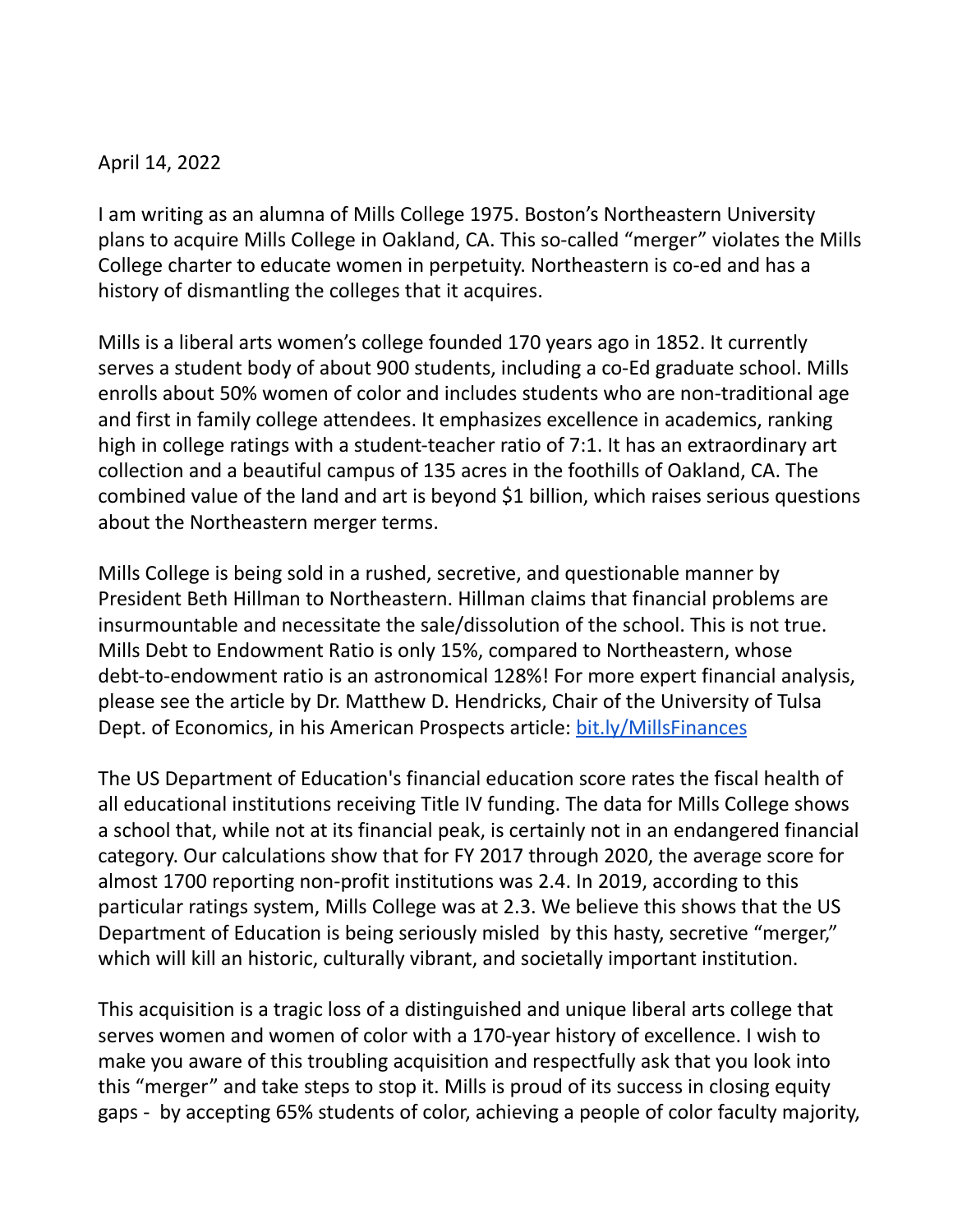April 14, 2022

I am writing as an alumna of Mills College 1975. Boston's Northeastern University plans to acquire Mills College in Oakland, CA. This so-called "merger" violates the Mills College charter to educate women in perpetuity. Northeastern is co-ed and has a history of dismantling the colleges that it acquires.

Mills is a liberal arts women's college founded 170 years ago in 1852. It currently serves a student body of about 900 students, including a co-Ed graduate school. Mills enrolls about 50% women of color and includes students who are non-traditional age and first in family college attendees. It emphasizes excellence in academics, ranking high in college ratings with a student-teacher ratio of 7:1. It has an extraordinary art collection and a beautiful campus of 135 acres in the foothills of Oakland, CA. The combined value of the land and art is beyond $1 billion, which raises serious questions about the Northeastern merger terms.

Mills College is being sold in a rushed, secretive, and questionable manner by President Beth Hillman to Northeastern. Hillman claims that financial problems are insurmountable and necessitate the sale/dissolution of the school. This is not true. Mills Debt to Endowment Ratio is only 15%, compared to Northeastern, whose debt-to-endowment ratio is an astronomical 128%! For more expert financial analysis, please see the article by Dr. Matthew D. Hendricks, Chair of the University of Tulsa Dept. of Economics, in his American Prospects article: [bit.ly/MillsFinances](bit.ly/MillsFinances)

The US Department of Education's financial education score rates the fiscal health of all educational institutions receiving Title IV funding. The data for Mills College shows a school that, while not at its financial peak, is certainly not in an endangered financial category. Our calculations show that for FY 2017 through 2020, the average score for almost 1700 reporting non-profit institutions was 2.4. In 2019, according to this particular ratings system, Mills College was at 2.3. We believe this shows that the US Department of Education is being seriously misled by this hasty, secretive "merger," which will kill an historic, culturally vibrant, and societally important institution.

This acquisition is a tragic loss of a distinguished and unique liberal arts college that serves women and women of color with a 170-year history of excellence. I wish to make you aware of this troubling acquisition and respectfully ask that you look into this "merger" and take steps to stop it. Mills is proud of its success in closing equity gaps - by accepting 65% students of color, achieving a people of color faculty majority,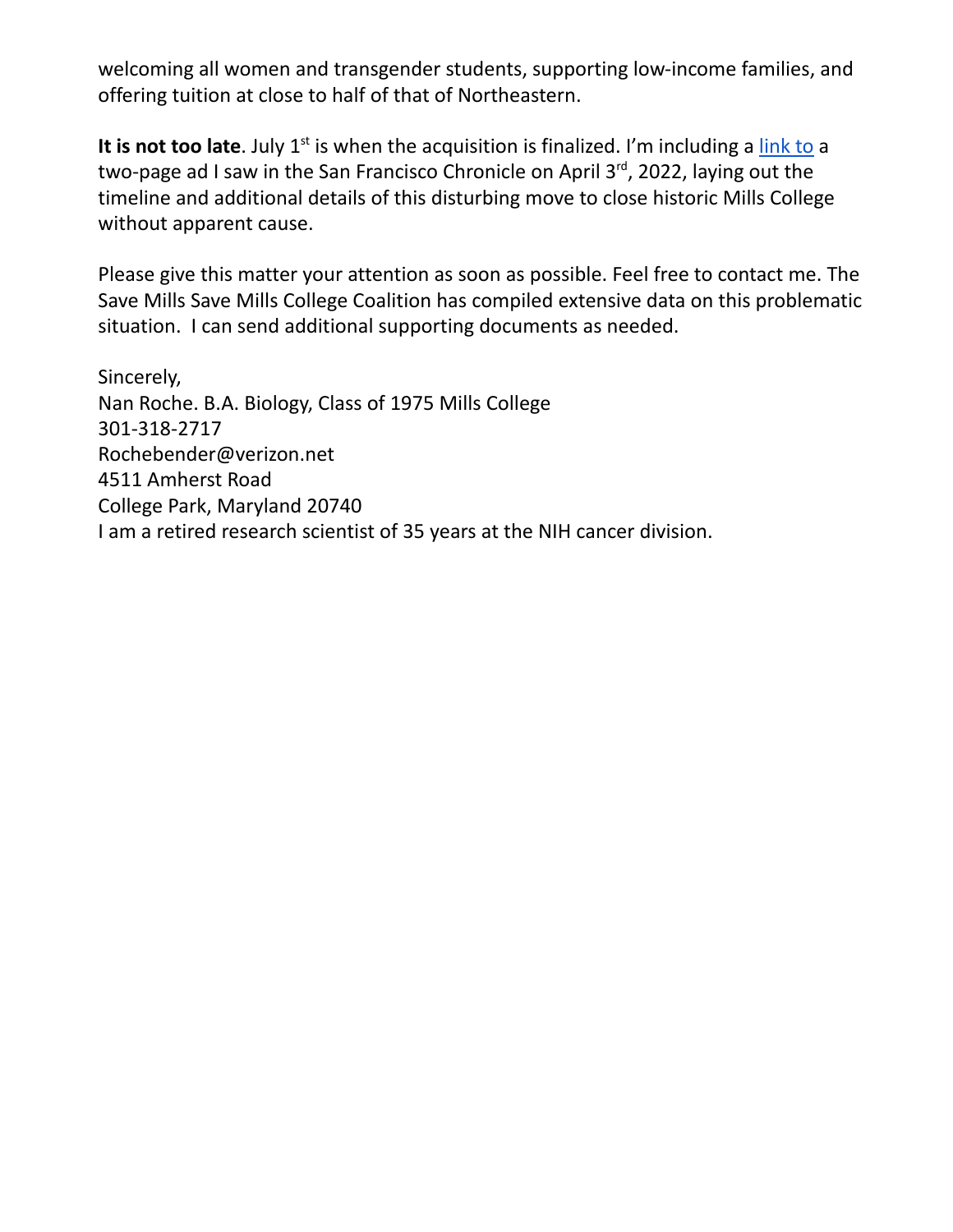welcoming all women and transgender students, supporting low-income families, and offering tuition at close to half of that of Northeastern.

**It is not too late**. July 1st is when the acquisition is finalized. I'm including a link to a two-page ad I saw in the San Francisco Chronicle on April 3rd, 2022, laying out the timeline and additional details of this disturbing move to close historic Mills College without apparent cause.

Please give this matter your attention as soon as possible. Feel free to contact me. The Save Mills Save Mills College Coalition has compiled extensive data on this problematic situation. I can send additional supporting documents as needed.

Sincerely,
Nan Roche. B.A. Biology, Class of 1975 Mills College
301-318-2717
Rochebender@verizon.net
4511 Amherst Road
College Park, Maryland 20740
I am a retired research scientist of 35 years at the NIH cancer division.